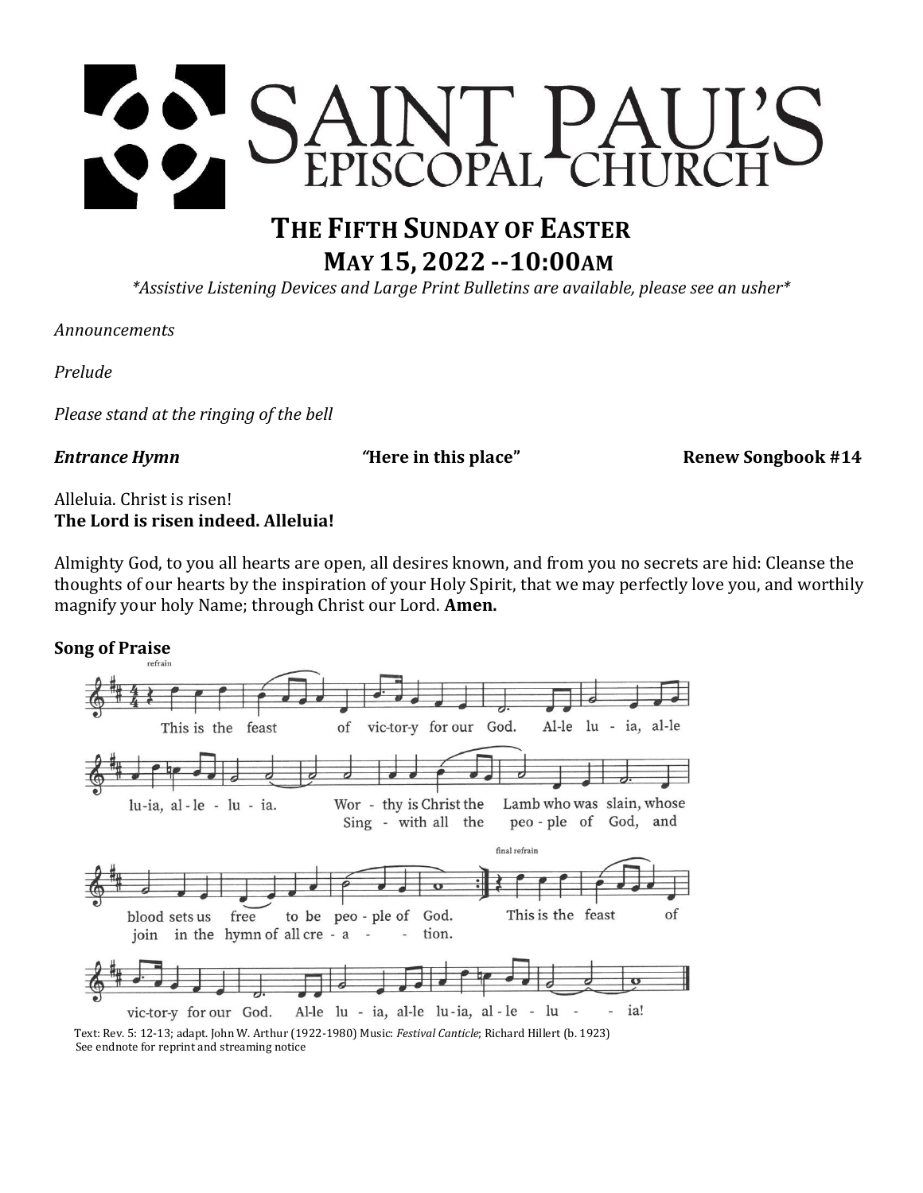# SAINT PAUL'S EPISCOPAL CHURCH

## THE FIFTH SUNDAY OF EASTER
## MAY 15, 2022 --10:00AM

*\*Assistive Listening Devices and Large Print Bulletins are available, please see an usher\**

*Announcements*

*Prelude*

*Please stand at the ringing of the bell*

***Entrance Hymn*** **"Here in this place"** **Renew Songbook #14**

Alleluia. Christ is risen!
**The Lord is risen indeed. Alleluia!**

Almighty God, to you all hearts are open, all desires known, and from you no secrets are hid: Cleanse the thoughts of our hearts by the inspiration of your Holy Spirit, that we may perfectly love you, and worthily magnify your holy Name; through Christ our Lord. **Amen.**

**Song of Praise**

refrain

This is the feast of vic-tor-y for our God. Al-le lu - ia, al-le lu-ia, al - le - lu - ia.

Wor - thy is Christ the Lamb who was slain, whose blood sets us free to be peo - ple of God.
Sing - with all the peo - ple of God, and join in the hymn of all cre - a - tion.

final refrain

This is the feast of vic-tor-y for our God. Al-le lu - ia, al-le lu-ia, al - le - lu - ia!

Text: Rev. 5: 12-13; adapt. John W. Arthur (1922-1980) Music: *Festival Canticle*; Richard Hillert (b. 1923)
See endnote for reprint and streaming notice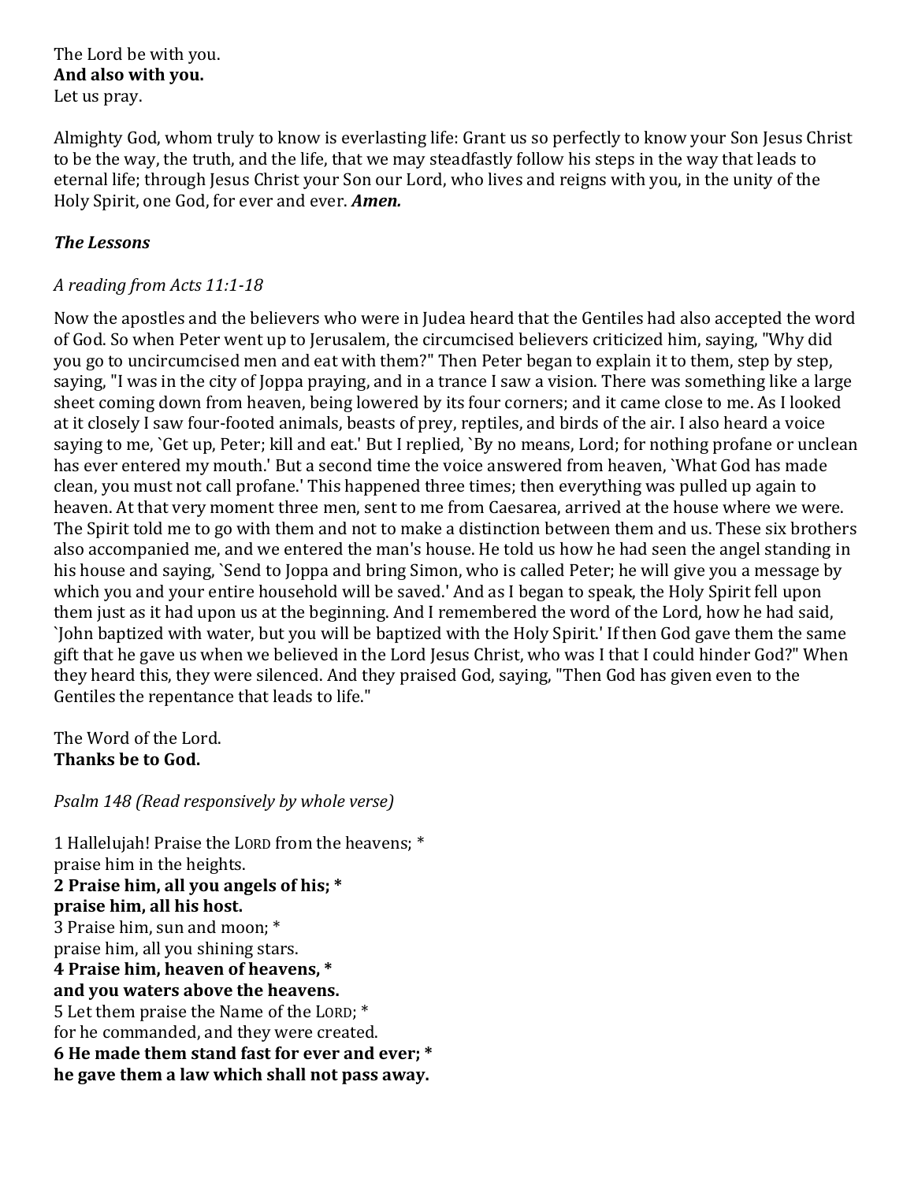The Lord be with you.
**And also with you.**
Let us pray.

Almighty God, whom truly to know is everlasting life: Grant us so perfectly to know your Son Jesus Christ to be the way, the truth, and the life, that we may steadfastly follow his steps in the way that leads to eternal life; through Jesus Christ your Son our Lord, who lives and reigns with you, in the unity of the Holy Spirit, one God, for ever and ever. ***Amen.***

***The Lessons***

*A reading from Acts 11:1-18*

Now the apostles and the believers who were in Judea heard that the Gentiles had also accepted the word of God. So when Peter went up to Jerusalem, the circumcised believers criticized him, saying, "Why did you go to uncircumcised men and eat with them?" Then Peter began to explain it to them, step by step, saying, "I was in the city of Joppa praying, and in a trance I saw a vision. There was something like a large sheet coming down from heaven, being lowered by its four corners; and it came close to me. As I looked at it closely I saw four-footed animals, beasts of prey, reptiles, and birds of the air. I also heard a voice saying to me, `Get up, Peter; kill and eat.' But I replied, `By no means, Lord; for nothing profane or unclean has ever entered my mouth.' But a second time the voice answered from heaven, `What God has made clean, you must not call profane.' This happened three times; then everything was pulled up again to heaven. At that very moment three men, sent to me from Caesarea, arrived at the house where we were. The Spirit told me to go with them and not to make a distinction between them and us. These six brothers also accompanied me, and we entered the man's house. He told us how he had seen the angel standing in his house and saying, `Send to Joppa and bring Simon, who is called Peter; he will give you a message by which you and your entire household will be saved.' And as I began to speak, the Holy Spirit fell upon them just as it had upon us at the beginning. And I remembered the word of the Lord, how he had said, `John baptized with water, but you will be baptized with the Holy Spirit.' If then God gave them the same gift that he gave us when we believed in the Lord Jesus Christ, who was I that I could hinder God?" When they heard this, they were silenced. And they praised God, saying, "Then God has given even to the Gentiles the repentance that leads to life."

The Word of the Lord.
**Thanks be to God.**

*Psalm 148 (Read responsively by whole verse)*

1 Hallelujah! Praise the Lord from the heavens; *
praise him in the heights.
**2 Praise him, all you angels of his; ***
**praise him, all his host.**
3 Praise him, sun and moon; *
praise him, all you shining stars.
**4 Praise him, heaven of heavens, ***
**and you waters above the heavens.**
5 Let them praise the Name of the Lord; *
for he commanded, and they were created.
**6 He made them stand fast for ever and ever; ***
**he gave them a law which shall not pass away.**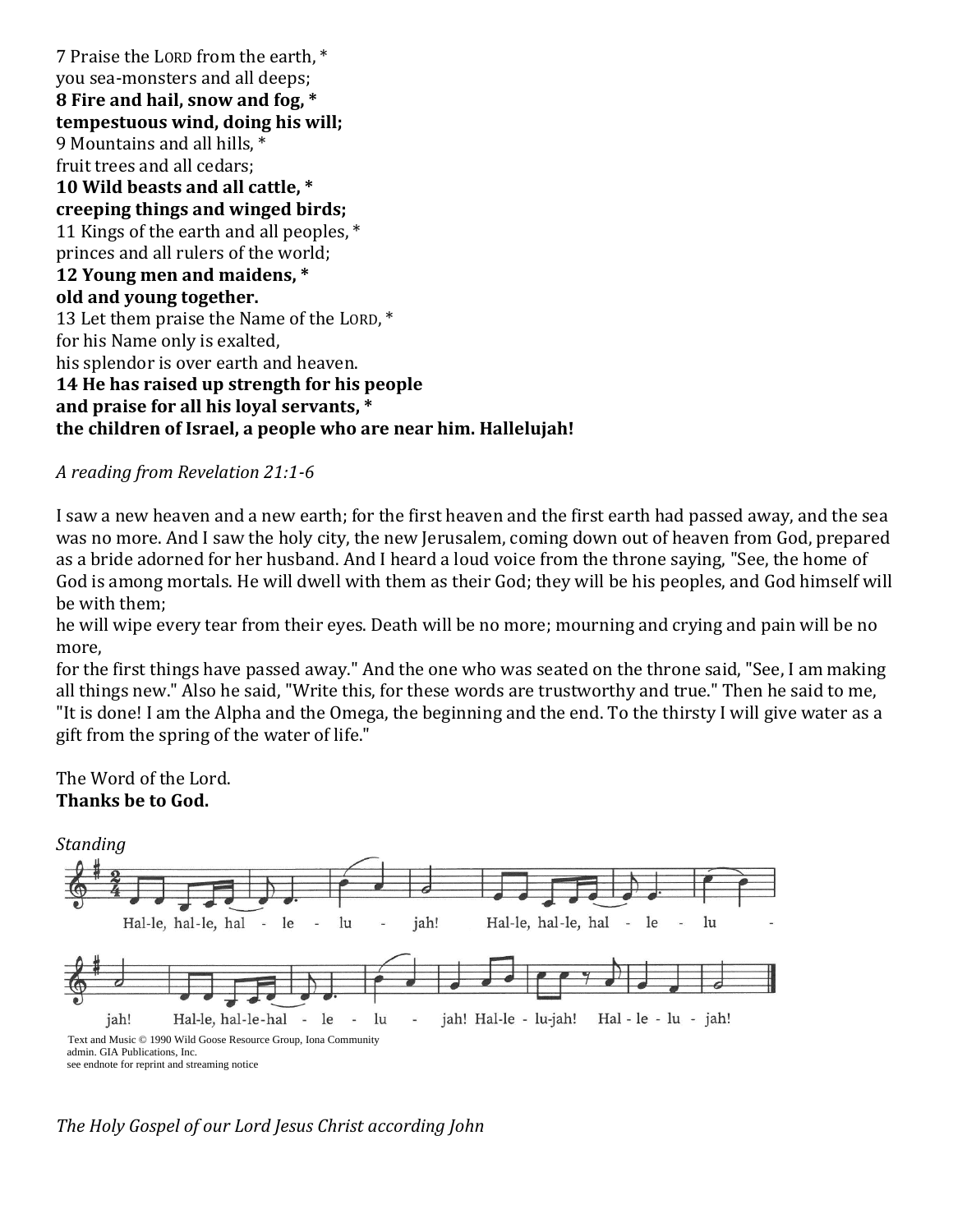7 Praise the LORD from the earth, *
you sea-monsters and all deeps;
**8 Fire and hail, snow and fog, ***
**tempestuous wind, doing his will;**
9 Mountains and all hills, *
fruit trees and all cedars;
**10 Wild beasts and all cattle, ***
**creeping things and winged birds;**
11 Kings of the earth and all peoples, *
princes and all rulers of the world;
**12 Young men and maidens, ***
**old and young together.**
13 Let them praise the Name of the LORD, *
for his Name only is exalted,
his splendor is over earth and heaven.
**14 He has raised up strength for his people**
**and praise for all his loyal servants, ***
**the children of Israel, a people who are near him. Hallelujah!**

*A reading from Revelation 21:1-6*

I saw a new heaven and a new earth; for the first heaven and the first earth had passed away, and the sea was no more. And I saw the holy city, the new Jerusalem, coming down out of heaven from God, prepared as a bride adorned for her husband. And I heard a loud voice from the throne saying, "See, the home of God is among mortals. He will dwell with them as their God; they will be his peoples, and God himself will be with them;
he will wipe every tear from their eyes. Death will be no more; mourning and crying and pain will be no more,
for the first things have passed away." And the one who was seated on the throne said, "See, I am making all things new." Also he said, "Write this, for these words are trustworthy and true." Then he said to me, "It is done! I am the Alpha and the Omega, the beginning and the end. To the thirsty I will give water as a gift from the spring of the water of life."

The Word of the Lord.
**Thanks be to God.**

*Standing*

Hal-le, hal-le, hal - le - lu - jah! Hal-le, hal-le, hal - le - lu - jah! Hal-le, hal-le-hal - le - lu - jah! Hal-le - lu-jah! Hal - le - lu - jah!

Text and Music © 1990 Wild Goose Resource Group, Iona Community
admin. GIA Publications, Inc.
see endnote for reprint and streaming notice

*The Holy Gospel of our Lord Jesus Christ according John*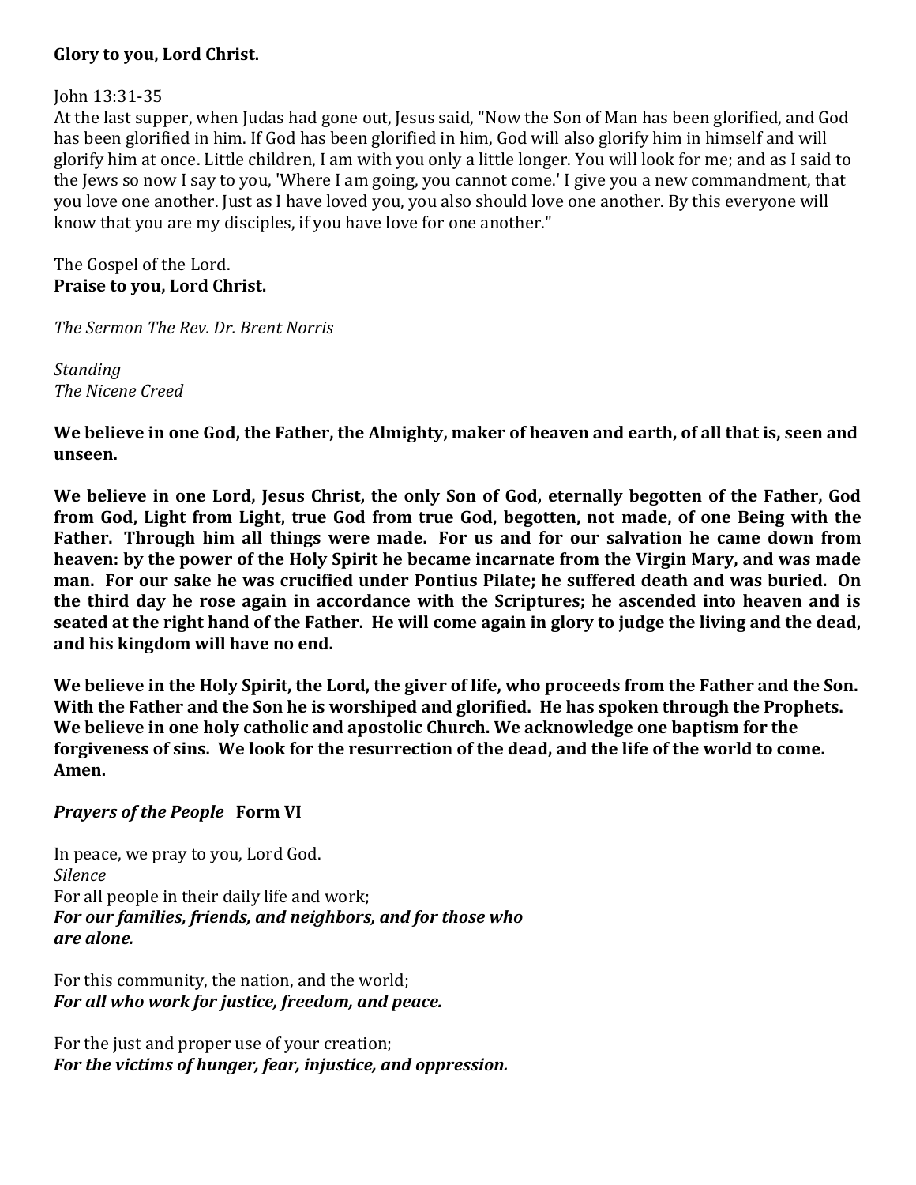**Glory to you, Lord Christ.**

John 13:31-35
At the last supper, when Judas had gone out, Jesus said, "Now the Son of Man has been glorified, and God has been glorified in him. If God has been glorified in him, God will also glorify him in himself and will glorify him at once. Little children, I am with you only a little longer. You will look for me; and as I said to the Jews so now I say to you, 'Where I am going, you cannot come.' I give you a new commandment, that you love one another. Just as I have loved you, you also should love one another. By this everyone will know that you are my disciples, if you have love for one another."

The Gospel of the Lord.
**Praise to you, Lord Christ.**

*The Sermon The Rev. Dr. Brent Norris*

*Standing*
*The Nicene Creed*

**We believe in one God, the Father, the Almighty, maker of heaven and earth, of all that is, seen and unseen.**

**We believe in one Lord, Jesus Christ, the only Son of God, eternally begotten of the Father, God from God, Light from Light, true God from true God, begotten, not made, of one Being with the Father. Through him all things were made. For us and for our salvation he came down from heaven: by the power of the Holy Spirit he became incarnate from the Virgin Mary, and was made man. For our sake he was crucified under Pontius Pilate; he suffered death and was buried. On the third day he rose again in accordance with the Scriptures; he ascended into heaven and is seated at the right hand of the Father. He will come again in glory to judge the living and the dead, and his kingdom will have no end.**

**We believe in the Holy Spirit, the Lord, the giver of life, who proceeds from the Father and the Son. With the Father and the Son he is worshiped and glorified. He has spoken through the Prophets. We believe in one holy catholic and apostolic Church. We acknowledge one baptism for the forgiveness of sins. We look for the resurrection of the dead, and the life of the world to come. Amen.**

***Prayers of the People*** **Form VI**

In peace, we pray to you, Lord God.
*Silence*
For all people in their daily life and work;
***For our families, friends, and neighbors, and for those who are alone.***

For this community, the nation, and the world;
***For all who work for justice, freedom, and peace.***

For the just and proper use of your creation;
***For the victims of hunger, fear, injustice, and oppression.***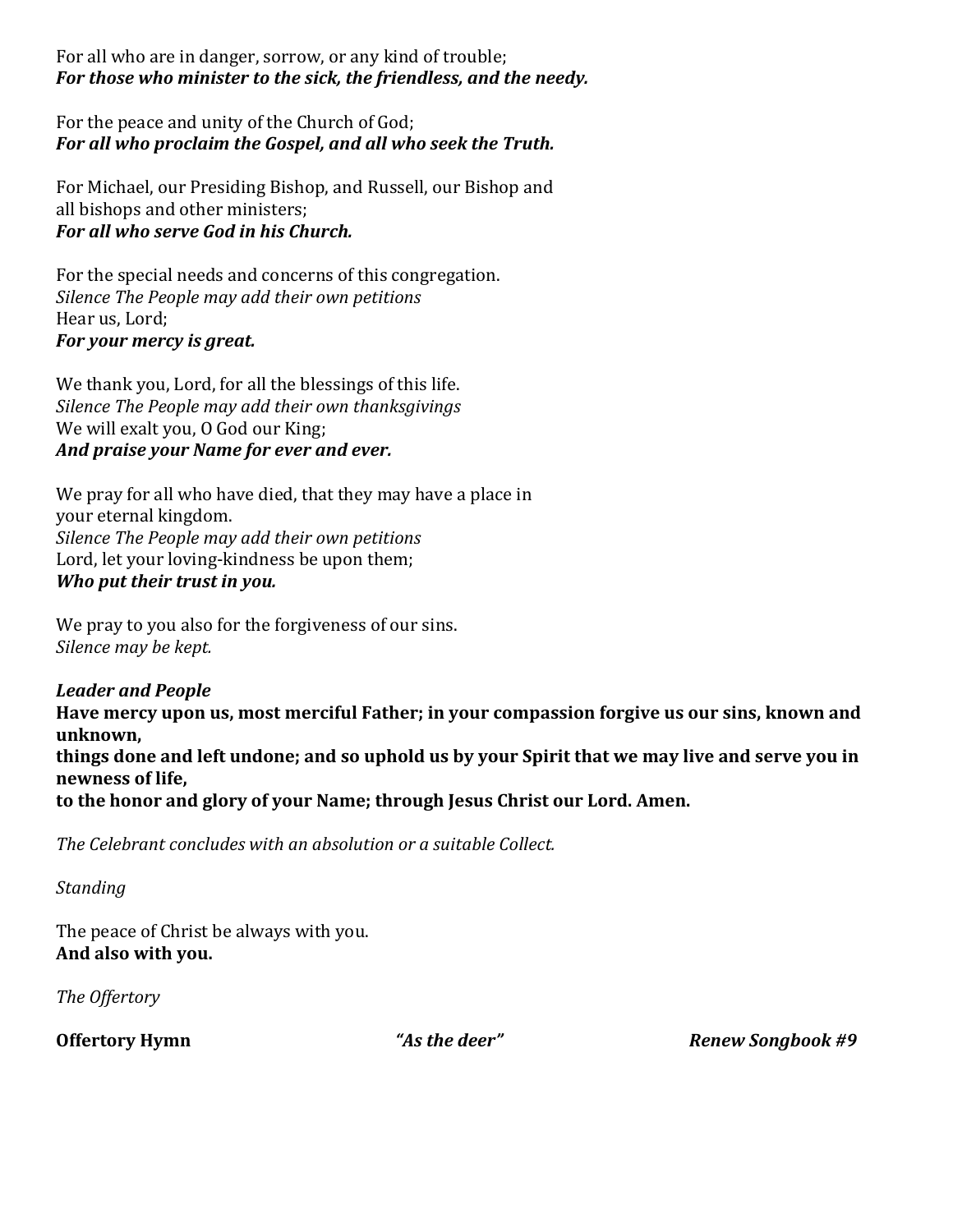For all who are in danger, sorrow, or any kind of trouble;
***For those who minister to the sick, the friendless, and the needy.***

For the peace and unity of the Church of God;
***For all who proclaim the Gospel, and all who seek the Truth.***

For Michael, our Presiding Bishop, and Russell, our Bishop and all bishops and other ministers;
***For all who serve God in his Church.***

For the special needs and concerns of this congregation.
*Silence The People may add their own petitions*
Hear us, Lord;
***For your mercy is great.***

We thank you, Lord, for all the blessings of this life.
*Silence The People may add their own thanksgivings*
We will exalt you, O God our King;
***And praise your Name for ever and ever.***

We pray for all who have died, that they may have a place in your eternal kingdom.
*Silence The People may add their own petitions*
Lord, let your loving-kindness be upon them;
***Who put their trust in you.***

We pray to you also for the forgiveness of our sins.
*Silence may be kept.*

***Leader and People***
**Have mercy upon us, most merciful Father; in your compassion forgive us our sins, known and unknown,**
**things done and left undone; and so uphold us by your Spirit that we may live and serve you in newness of life,**
**to the honor and glory of your Name; through Jesus Christ our Lord. Amen.**

*The Celebrant concludes with an absolution or a suitable Collect.*

*Standing*

The peace of Christ be always with you.
**And also with you.**

*The Offertory*

**Offertory Hymn** ***"As the deer"*** ***Renew Songbook #9***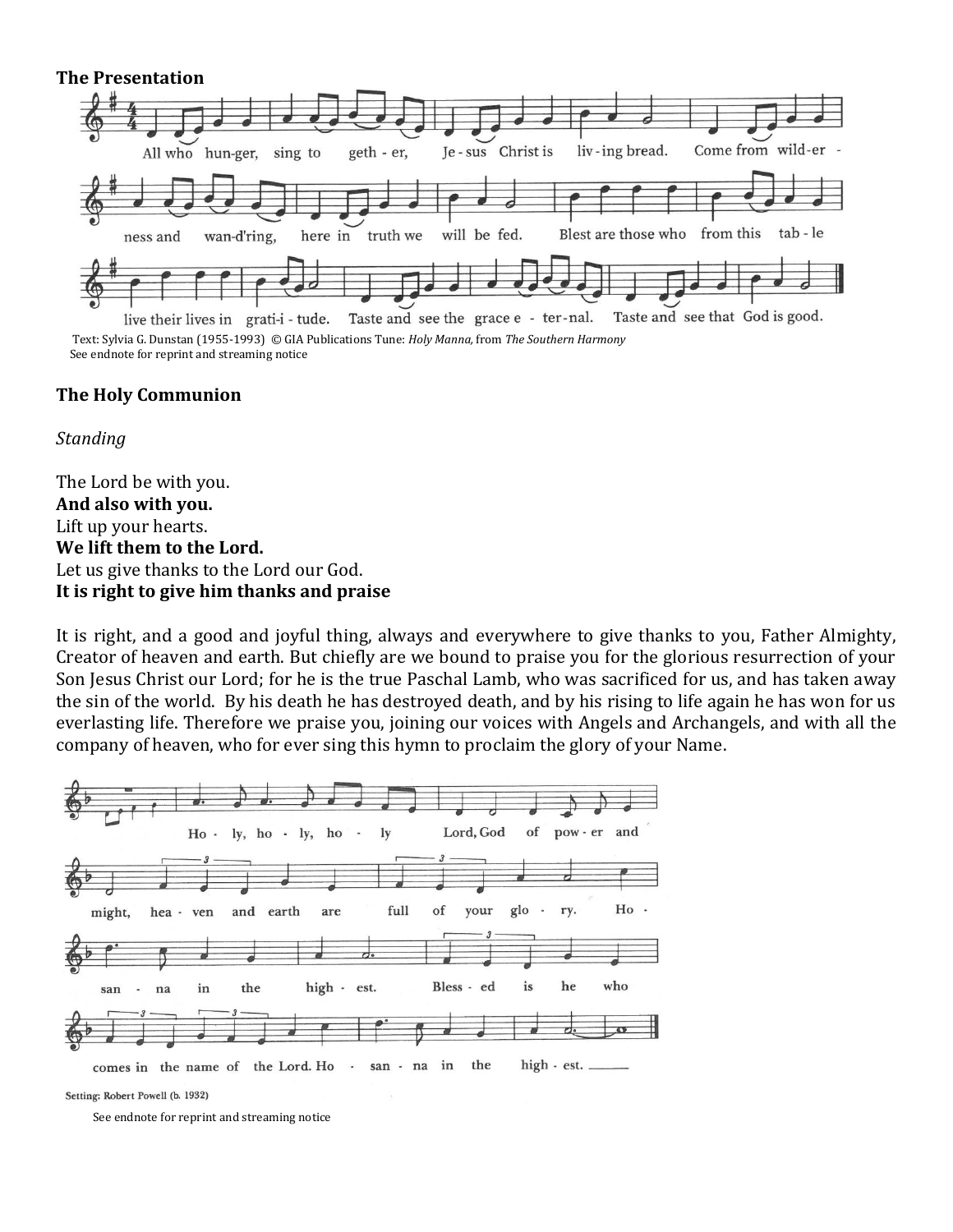**The Presentation**

All who hunger, sing together, Jesus Christ is living bread. Come from wilderness and wan-d'ring, here in truth we will be fed. Blest are those who from this table live their lives in grati-i-tude. Taste and see the grace eternal. Taste and see that God is good.

Text: Sylvia G. Dunstan (1955-1993) © GIA Publications Tune: *Holy Manna,* from *The Southern Harmony*
See endnote for reprint and streaming notice

**The Holy Communion**

*Standing*

The Lord be with you.
**And also with you.**
Lift up your hearts.
**We lift them to the Lord.**
Let us give thanks to the Lord our God.
**It is right to give him thanks and praise**

It is right, and a good and joyful thing, always and everywhere to give thanks to you, Father Almighty, Creator of heaven and earth. But chiefly are we bound to praise you for the glorious resurrection of your Son Jesus Christ our Lord; for he is the true Paschal Lamb, who was sacrificed for us, and has taken away the sin of the world. By his death he has destroyed death, and by his rising to life again he has won for us everlasting life. Therefore we praise you, joining our voices with Angels and Archangels, and with all the company of heaven, who for ever sing this hymn to proclaim the glory of your Name.

Holy, holy, holy Lord, God of power and might, heaven and earth are full of your glory. Hosanna in the highest. Blessed is he who comes in the name of the Lord. Hosanna in the highest.

Setting: Robert Powell (b. 1932)

See endnote for reprint and streaming notice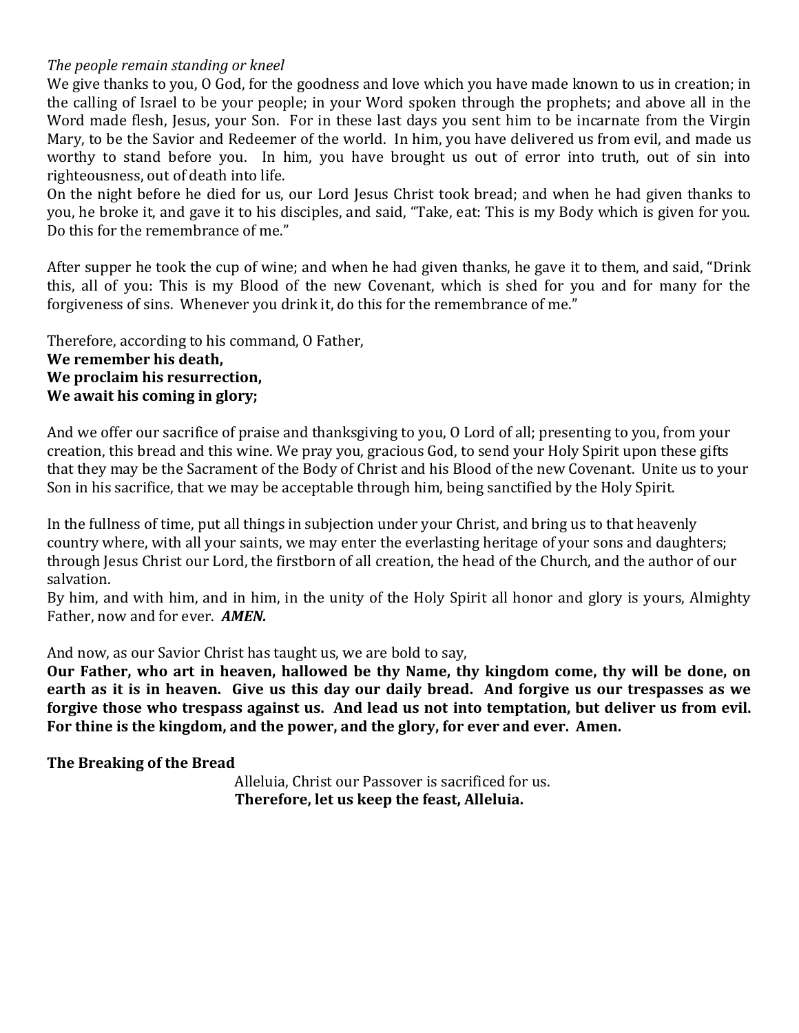*The people remain standing or kneel*

We give thanks to you, O God, for the goodness and love which you have made known to us in creation; in the calling of Israel to be your people; in your Word spoken through the prophets; and above all in the Word made flesh, Jesus, your Son. For in these last days you sent him to be incarnate from the Virgin Mary, to be the Savior and Redeemer of the world. In him, you have delivered us from evil, and made us worthy to stand before you. In him, you have brought us out of error into truth, out of sin into righteousness, out of death into life.

On the night before he died for us, our Lord Jesus Christ took bread; and when he had given thanks to you, he broke it, and gave it to his disciples, and said, "Take, eat: This is my Body which is given for you. Do this for the remembrance of me."

After supper he took the cup of wine; and when he had given thanks, he gave it to them, and said, "Drink this, all of you: This is my Blood of the new Covenant, which is shed for you and for many for the forgiveness of sins. Whenever you drink it, do this for the remembrance of me."

Therefore, according to his command, O Father,
**We remember his death,**
**We proclaim his resurrection,**
**We await his coming in glory;**

And we offer our sacrifice of praise and thanksgiving to you, O Lord of all; presenting to you, from your creation, this bread and this wine. We pray you, gracious God, to send your Holy Spirit upon these gifts that they may be the Sacrament of the Body of Christ and his Blood of the new Covenant. Unite us to your Son in his sacrifice, that we may be acceptable through him, being sanctified by the Holy Spirit.

In the fullness of time, put all things in subjection under your Christ, and bring us to that heavenly country where, with all your saints, we may enter the everlasting heritage of your sons and daughters; through Jesus Christ our Lord, the firstborn of all creation, the head of the Church, and the author of our salvation.

By him, and with him, and in him, in the unity of the Holy Spirit all honor and glory is yours, Almighty Father, now and for ever. ***AMEN.***

And now, as our Savior Christ has taught us, we are bold to say,
**Our Father, who art in heaven, hallowed be thy Name, thy kingdom come, thy will be done, on earth as it is in heaven. Give us this day our daily bread. And forgive us our trespasses as we forgive those who trespass against us. And lead us not into temptation, but deliver us from evil. For thine is the kingdom, and the power, and the glory, for ever and ever. Amen.**

**The Breaking of the Bread**

Alleluia, Christ our Passover is sacrificed for us.
**Therefore, let us keep the feast, Alleluia.**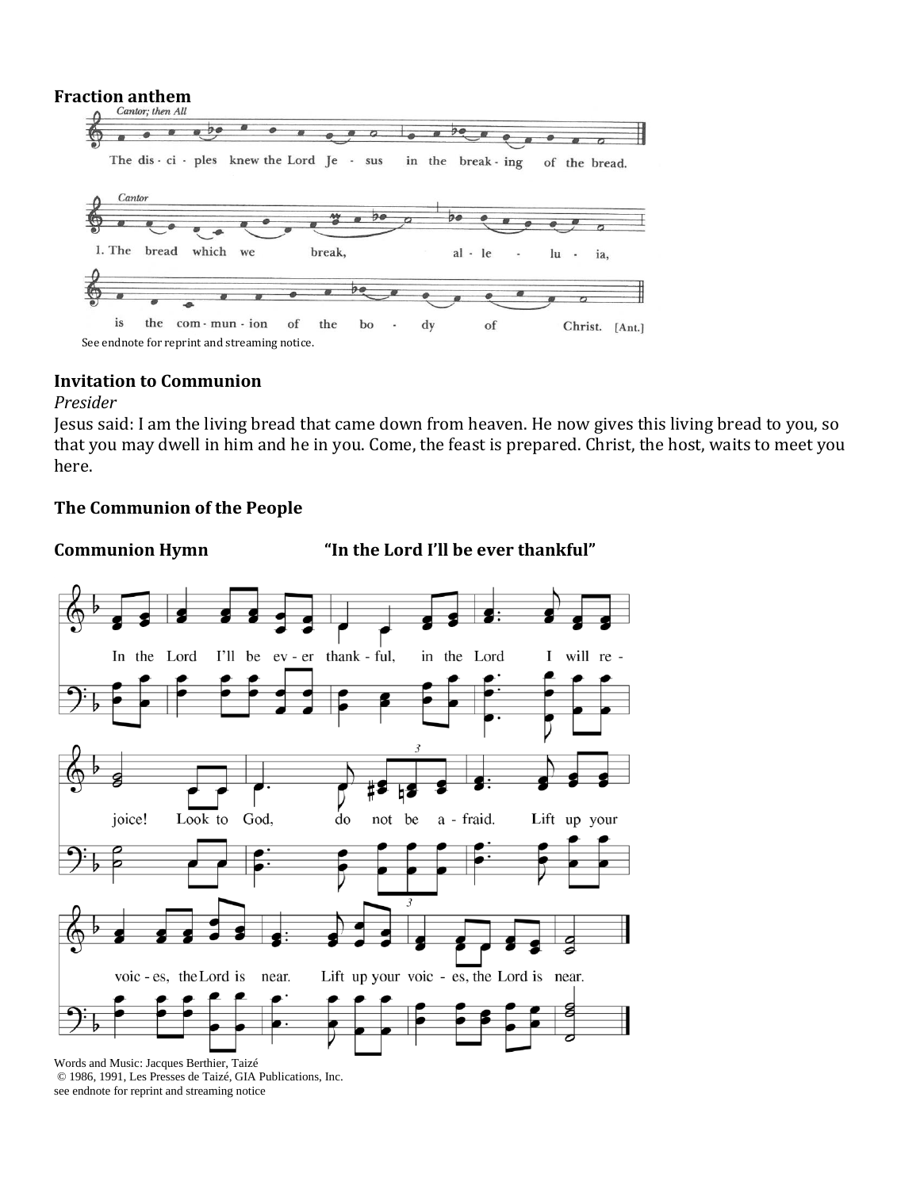**Fraction anthem**

Cantor; then All

The dis - ci - ples knew the Lord Je - sus in the break - ing of the bread.

Cantor

1. The bread which we break, al - le - lu - ia,

is the com - mun - ion of the bo - dy of Christ. [Ant.]

See endnote for reprint and streaming notice.

**Invitation to Communion**

*Presider*

Jesus said: I am the living bread that came down from heaven. He now gives this living bread to you, so that you may dwell in him and he in you. Come, the feast is prepared. Christ, the host, waits to meet you here.

**The Communion of the People**

**Communion Hymn** **"In the Lord I'll be ever thankful"**

In the Lord I'll be ev - er thank - ful, in the Lord I will re - joice! Look to God, do not be a - fraid. Lift up your voic - es, the Lord is near. Lift up your voic - es, the Lord is near.

Words and Music: Jacques Berthier, Taizé
© 1986, 1991, Les Presses de Taizé, GIA Publications, Inc.
see endnote for reprint and streaming notice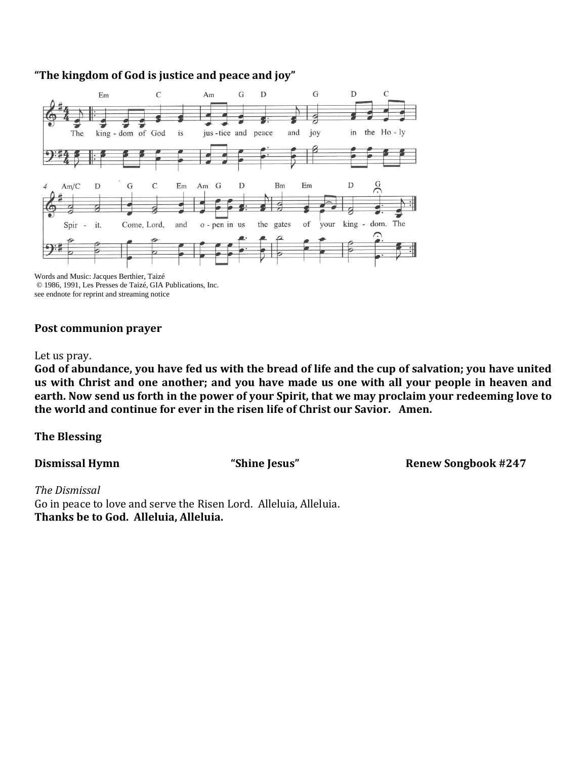**"The kingdom of God is justice and peace and joy"**

The kingdom of God is justice and peace and joy in the Holy Spirit. Come, Lord, and open in us the gates of your kingdom. The

Words and Music: Jacques Berthier, Taizé
© 1986, 1991, Les Presses de Taizé, GIA Publications, Inc.
see endnote for reprint and streaming notice

**Post communion prayer**

Let us pray.
**God of abundance, you have fed us with the bread of life and the cup of salvation; you have united us with Christ and one another; and you have made us one with all your people in heaven and earth. Now send us forth in the power of your Spirit, that we may proclaim your redeeming love to the world and continue for ever in the risen life of Christ our Savior. Amen.**

**The Blessing**

**Dismissal Hymn "Shine Jesus" Renew Songbook #247**

*The Dismissal*
Go in peace to love and serve the Risen Lord. Alleluia, Alleluia.
**Thanks be to God. Alleluia, Alleluia.**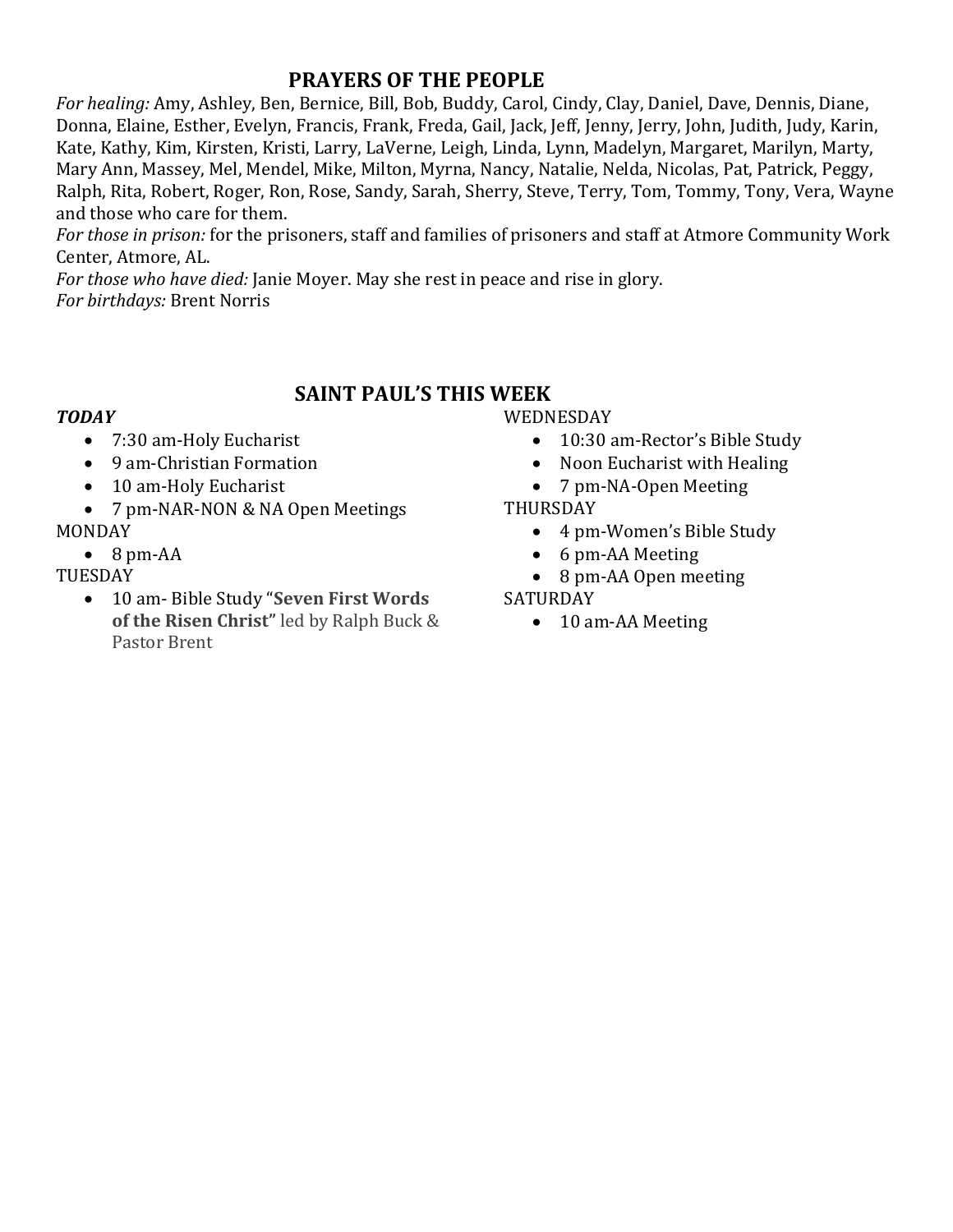## PRAYERS OF THE PEOPLE

*For healing:* Amy, Ashley, Ben, Bernice, Bill, Bob, Buddy, Carol, Cindy, Clay, Daniel, Dave, Dennis, Diane, Donna, Elaine, Esther, Evelyn, Francis, Frank, Freda, Gail, Jack, Jeff, Jenny, Jerry, John, Judith, Judy, Karin, Kate, Kathy, Kim, Kirsten, Kristi, Larry, LaVerne, Leigh, Linda, Lynn, Madelyn, Margaret, Marilyn, Marty, Mary Ann, Massey, Mel, Mendel, Mike, Milton, Myrna, Nancy, Natalie, Nelda, Nicolas, Pat, Patrick, Peggy, Ralph, Rita, Robert, Roger, Ron, Rose, Sandy, Sarah, Sherry, Steve, Terry, Tom, Tommy, Tony, Vera, Wayne and those who care for them.
*For those in prison:* for the prisoners, staff and families of prisoners and staff at Atmore Community Work Center, Atmore, AL.
*For those who have died:* Janie Moyer. May she rest in peace and rise in glory.
*For birthdays:* Brent Norris

## SAINT PAUL'S THIS WEEK

***TODAY***

- 7:30 am-Holy Eucharist
- 9 am-Christian Formation
- 10 am-Holy Eucharist
- 7 pm-NAR-NON & NA Open Meetings

MONDAY

- 8 pm-AA

TUESDAY

- 10 am- Bible Study "**Seven First Words of the Risen Christ**" led by Ralph Buck & Pastor Brent

WEDNESDAY

- 10:30 am-Rector's Bible Study
- Noon Eucharist with Healing
- 7 pm-NA-Open Meeting

THURSDAY

- 4 pm-Women's Bible Study
- 6 pm-AA Meeting
- 8 pm-AA Open meeting

SATURDAY

- 10 am-AA Meeting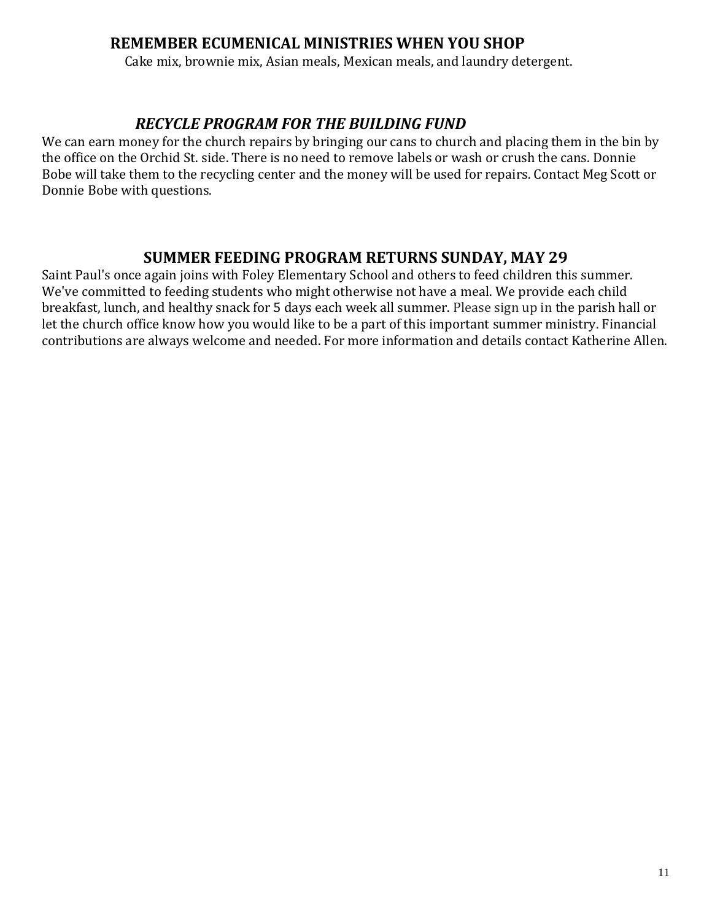## REMEMBER ECUMENICAL MINISTRIES WHEN YOU SHOP

Cake mix, brownie mix, Asian meals, Mexican meals, and laundry detergent.

## *RECYCLE PROGRAM FOR THE BUILDING FUND*

We can earn money for the church repairs by bringing our cans to church and placing them in the bin by the office on the Orchid St. side. There is no need to remove labels or wash or crush the cans. Donnie Bobe will take them to the recycling center and the money will be used for repairs. Contact Meg Scott or Donnie Bobe with questions.

## SUMMER FEEDING PROGRAM RETURNS SUNDAY, MAY 29

Saint Paul's once again joins with Foley Elementary School and others to feed children this summer. We've committed to feeding students who might otherwise not have a meal. We provide each child breakfast, lunch, and healthy snack for 5 days each week all summer. Please sign up in the parish hall or let the church office know how you would like to be a part of this important summer ministry. Financial contributions are always welcome and needed. For more information and details contact Katherine Allen.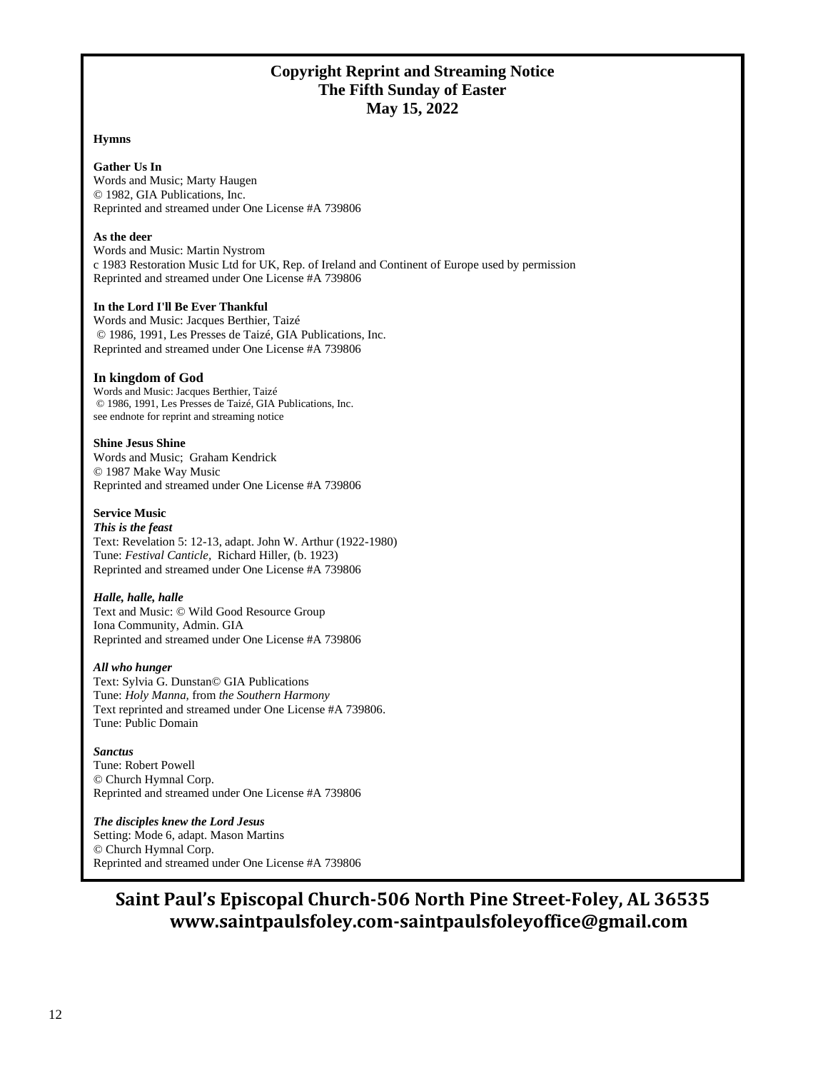# Copyright Reprint and Streaming Notice
## The Fifth Sunday of Easter
## May 15, 2022

**Hymns**

**Gather Us In**
Words and Music; Marty Haugen
© 1982, GIA Publications, Inc.
Reprinted and streamed under One License #A 739806

**As the deer**
Words and Music: Martin Nystrom
c 1983 Restoration Music Ltd for UK, Rep. of Ireland and Continent of Europe used by permission
Reprinted and streamed under One License #A 739806

**In the Lord I'll Be Ever Thankful**
Words and Music: Jacques Berthier, Taizé
© 1986, 1991, Les Presses de Taizé, GIA Publications, Inc.
Reprinted and streamed under One License #A 739806

**In kingdom of God**
Words and Music: Jacques Berthier, Taizé
© 1986, 1991, Les Presses de Taizé, GIA Publications, Inc.
see endnote for reprint and streaming notice

**Shine Jesus Shine**
Words and Music; Graham Kendrick
© 1987 Make Way Music
Reprinted and streamed under One License #A 739806

**Service Music**
***This is the feast***
Text: Revelation 5: 12-13, adapt. John W. Arthur (1922-1980)
Tune: *Festival Canticle,* Richard Hiller, (b. 1923)
Reprinted and streamed under One License #A 739806

***Halle, halle, halle***
Text and Music: © Wild Good Resource Group
Iona Community, Admin. GIA
Reprinted and streamed under One License #A 739806

***All who hunger***
Text: Sylvia G. Dunstan© GIA Publications
Tune: *Holy Manna,* from *the Southern Harmony*
Text reprinted and streamed under One License #A 739806.
Tune: Public Domain

***Sanctus***
Tune: Robert Powell
© Church Hymnal Corp.
Reprinted and streamed under One License #A 739806

***The disciples knew the Lord Jesus***
Setting: Mode 6, adapt. Mason Martins
© Church Hymnal Corp.
Reprinted and streamed under One License #A 739806

**Saint Paul's Episcopal Church-506 North Pine Street-Foley, AL 36535**
**www.saintpaulsfoley.com-saintpaulsfoleyoffice@gmail.com**